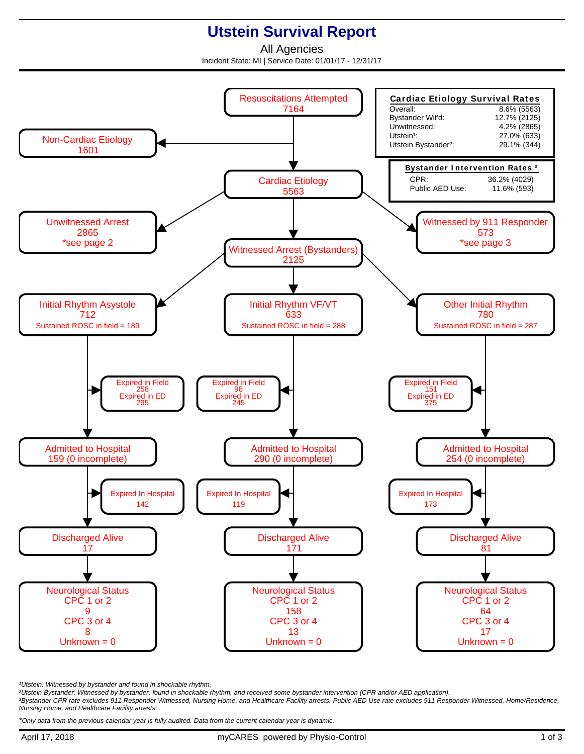# Utstein Survival Report

All Agencies

Incident State: MI | Service Date: 01/01/17 - 12/31/17

**Resuscitations Attempted**
7164

**Non-Cardiac Etiology**
1601

**Cardiac Etiology**
5563

**Unwitnessed Arrest**
2865
*see page 2

**Witnessed Arrest (Bystanders)**
2125

**Witnessed by 911 Responder**
573
*see page 3

| **Cardiac Etiology Survival Rates** | |
|---|---|
| Overall: | 8.6% (5563) |
| Bystander Wit'd: | 12.7% (2125) |
| Unwitnessed: | 4.2% (2865) |
| Utstein[1]: | 27.0% (633) |
| Utstein Bystander[2]: | 29.1% (344) |

| **Bystander Intervention Rates [3]** | |
|---|---|
| CPR: | 36.2% (4029) |
| Public AED Use: | 11.6% (593) |

| | Initial Rhythm Asystole | Initial Rhythm VF/VT | Other Initial Rhythm |
|---|---|---|---|
| Total | 712 | 633 | 780 |
| Sustained ROSC in field | 189 | 288 | 287 |
| Expired in Field | 258 | 98 | 151 |
| Expired in ED | 295 | 245 | 375 |
| Admitted to Hospital | 159 (0 incomplete) | 290 (0 incomplete) | 254 (0 incomplete) |
| Expired In Hospital | 142 | 119 | 173 |
| Discharged Alive | 17 | 171 | 81 |
| Neurological Status CPC 1 or 2 | 9 | 158 | 64 |
| Neurological Status CPC 3 or 4 | 8 | 13 | 17 |
| Unknown | 0 | 0 | 0 |

*[1]Utstein: Witnessed by bystander and found in shockable rhythm.*
*[2]Utstein Bystander: Witnessed by bystander, found in shockable rhythm, and received some bystander intervention (CPR and/or AED application).*
*[3]Bystander CPR rate excludes 911 Responder Witnessed, Nursing Home, and Healthcare Facility arrests. Public AED Use rate excludes 911 Responder Witnessed, Home/Residence, Nursing Home, and Healthcare Facility arrests.*

**Only data from the previous calendar year is fully audited. Data from the current calendar year is dynamic.*

April 17, 2018 — myCARES powered by Physio-Control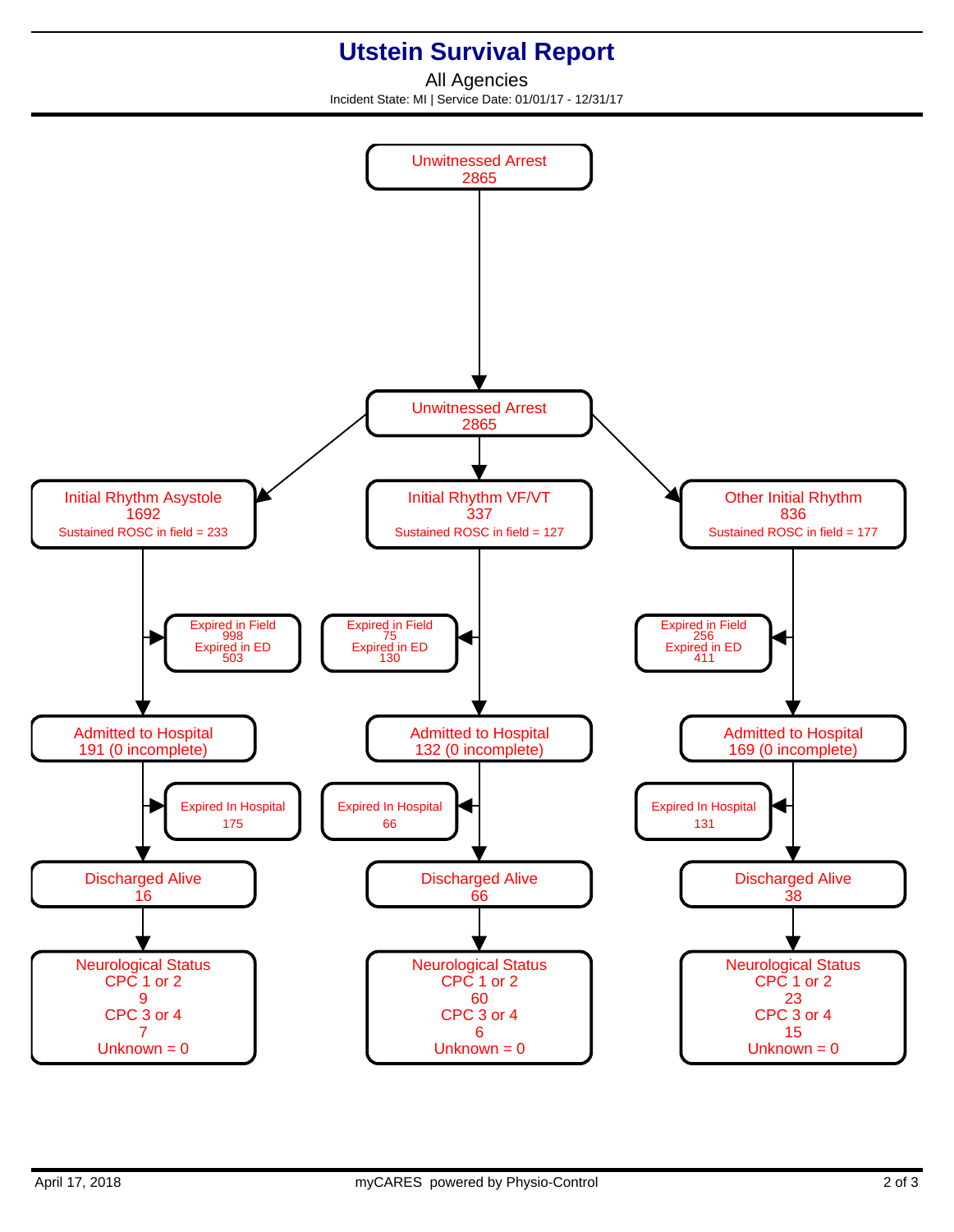# Utstein Survival Report

All Agencies

Incident State: MI | Service Date: 01/01/17 - 12/31/17

**Unwitnessed Arrest**
2865

**Unwitnessed Arrest**
2865

| | Initial Rhythm Asystole | Initial Rhythm VF/VT | Other Initial Rhythm |
|---|---|---|---|
| Total | 1692 | 337 | 836 |
| Sustained ROSC in field | 233 | 127 | 177 |
| Expired in Field | 998 | 75 | 256 |
| Expired in ED | 503 | 130 | 411 |
| Admitted to Hospital | 191 (0 incomplete) | 132 (0 incomplete) | 169 (0 incomplete) |
| Expired In Hospital | 175 | 66 | 131 |
| Discharged Alive | 16 | 66 | 38 |
| Neurological Status CPC 1 or 2 | 9 | 60 | 23 |
| Neurological Status CPC 3 or 4 | 7 | 6 | 15 |
| Neurological Status Unknown | 0 | 0 | 0 |

April 17, 2018 — myCARES powered by Physio-Control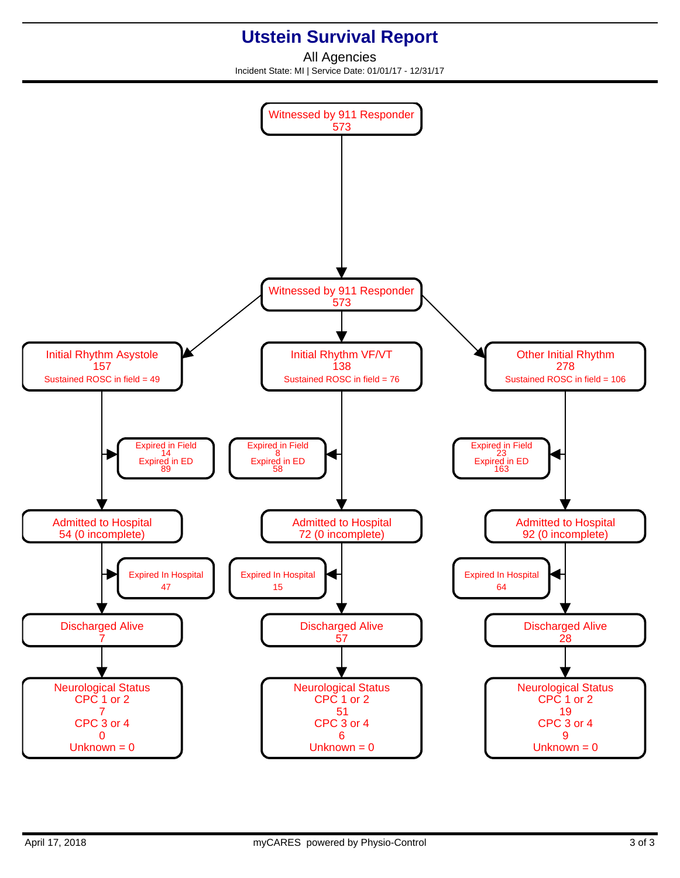# Utstein Survival Report

All Agencies

Incident State: MI | Service Date: 01/01/17 - 12/31/17

Witnessed by 911 Responder
573

Witnessed by 911 Responder
573

Initial Rhythm Asystole
157
Sustained ROSC in field = 49

Initial Rhythm VF/VT
138
Sustained ROSC in field = 76

Other Initial Rhythm
278
Sustained ROSC in field = 106

Expired in Field
14
Expired in ED
89

Expired in Field
8
Expired in ED
58

Expired in Field
23
Expired in ED
163

Admitted to Hospital
54 (0 incomplete)

Admitted to Hospital
72 (0 incomplete)

Admitted to Hospital
92 (0 incomplete)

Expired In Hospital
47

Expired In Hospital
15

Expired In Hospital
64

Discharged Alive
7

Discharged Alive
57

Discharged Alive
28

Neurological Status
CPC 1 or 2
7
CPC 3 or 4
0
Unknown = 0

Neurological Status
CPC 1 or 2
51
CPC 3 or 4
6
Unknown = 0

Neurological Status
CPC 1 or 2
19
CPC 3 or 4
9
Unknown = 0

April 17, 2018

myCARES powered by Physio-Control